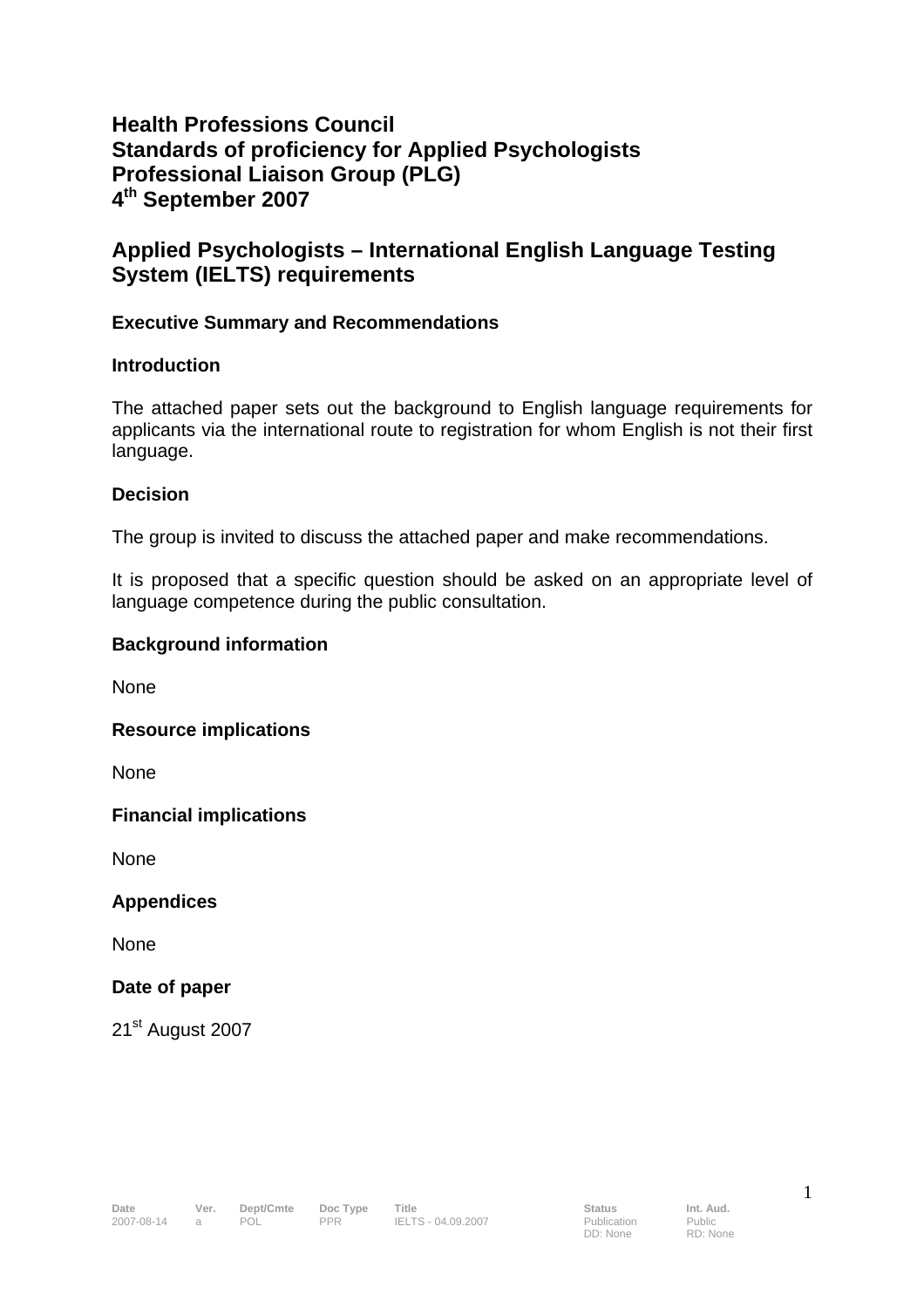# Health Professions Council
# Standards of proficiency for Applied Psychologists
# Professional Liaison Group (PLG)
# 4th September 2007

## Applied Psychologists – International English Language Testing System (IELTS) requirements

### Executive Summary and Recommendations

### Introduction

The attached paper sets out the background to English language requirements for applicants via the international route to registration for whom English is not their first language.

### Decision

The group is invited to discuss the attached paper and make recommendations.

It is proposed that a specific question should be asked on an appropriate level of language competence during the public consultation.

### Background information

None

### Resource implications

None

### Financial implications

None

### Appendices

None

### Date of paper

21st August 2007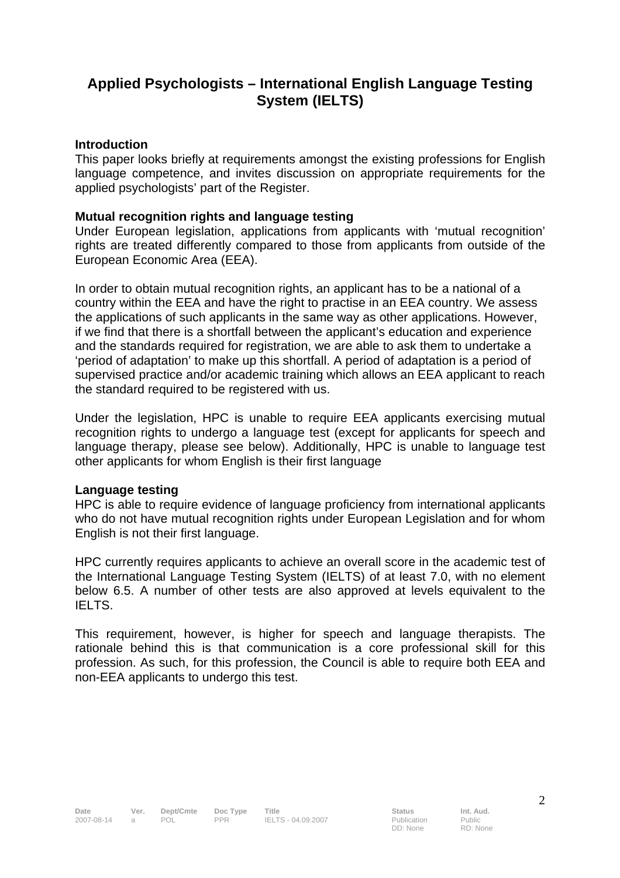# Applied Psychologists – International English Language Testing System (IELTS)

**Introduction**

This paper looks briefly at requirements amongst the existing professions for English language competence, and invites discussion on appropriate requirements for the applied psychologists' part of the Register.

**Mutual recognition rights and language testing**

Under European legislation, applications from applicants with 'mutual recognition' rights are treated differently compared to those from applicants from outside of the European Economic Area (EEA).

In order to obtain mutual recognition rights, an applicant has to be a national of a country within the EEA and have the right to practise in an EEA country. We assess the applications of such applicants in the same way as other applications. However, if we find that there is a shortfall between the applicant's education and experience and the standards required for registration, we are able to ask them to undertake a 'period of adaptation' to make up this shortfall. A period of adaptation is a period of supervised practice and/or academic training which allows an EEA applicant to reach the standard required to be registered with us.

Under the legislation, HPC is unable to require EEA applicants exercising mutual recognition rights to undergo a language test (except for applicants for speech and language therapy, please see below). Additionally, HPC is unable to language test other applicants for whom English is their first language

**Language testing**

HPC is able to require evidence of language proficiency from international applicants who do not have mutual recognition rights under European Legislation and for whom English is not their first language.

HPC currently requires applicants to achieve an overall score in the academic test of the International Language Testing System (IELTS) of at least 7.0, with no element below 6.5. A number of other tests are also approved at levels equivalent to the IELTS.

This requirement, however, is higher for speech and language therapists. The rationale behind this is that communication is a core professional skill for this profession. As such, for this profession, the Council is able to require both EEA and non-EEA applicants to undergo this test.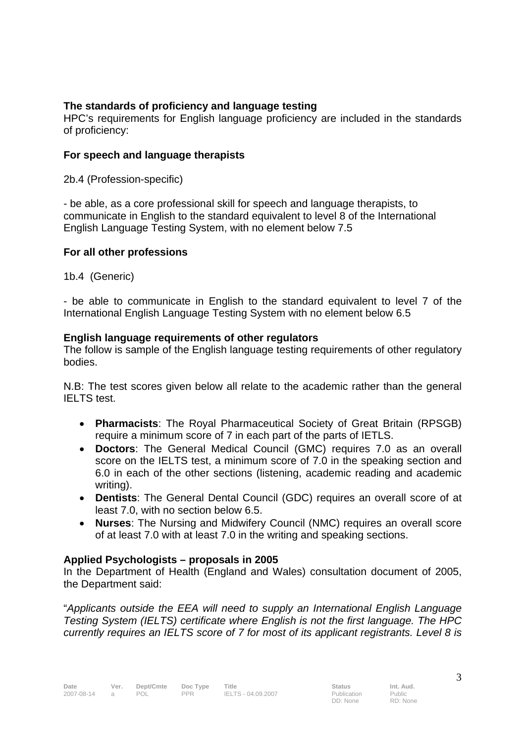**The standards of proficiency and language testing**

HPC's requirements for English language proficiency are included in the standards of proficiency:

**For speech and language therapists**

2b.4 (Profession-specific)

- be able, as a core professional skill for speech and language therapists, to communicate in English to the standard equivalent to level 8 of the International English Language Testing System, with no element below 7.5

**For all other professions**

1b.4 (Generic)

- be able to communicate in English to the standard equivalent to level 7 of the International English Language Testing System with no element below 6.5

**English language requirements of other regulators**

The follow is sample of the English language testing requirements of other regulatory bodies.

N.B: The test scores given below all relate to the academic rather than the general IELTS test.

- **Pharmacists**: The Royal Pharmaceutical Society of Great Britain (RPSGB) require a minimum score of 7 in each part of the parts of IETLS.
- **Doctors**: The General Medical Council (GMC) requires 7.0 as an overall score on the IELTS test, a minimum score of 7.0 in the speaking section and 6.0 in each of the other sections (listening, academic reading and academic writing).
- **Dentists**: The General Dental Council (GDC) requires an overall score of at least 7.0, with no section below 6.5.
- **Nurses**: The Nursing and Midwifery Council (NMC) requires an overall score of at least 7.0 with at least 7.0 in the writing and speaking sections.

**Applied Psychologists – proposals in 2005**

In the Department of Health (England and Wales) consultation document of 2005, the Department said:

"*Applicants outside the EEA will need to supply an International English Language Testing System (IELTS) certificate where English is not the first language. The HPC currently requires an IELTS score of 7 for most of its applicant registrants. Level 8 is*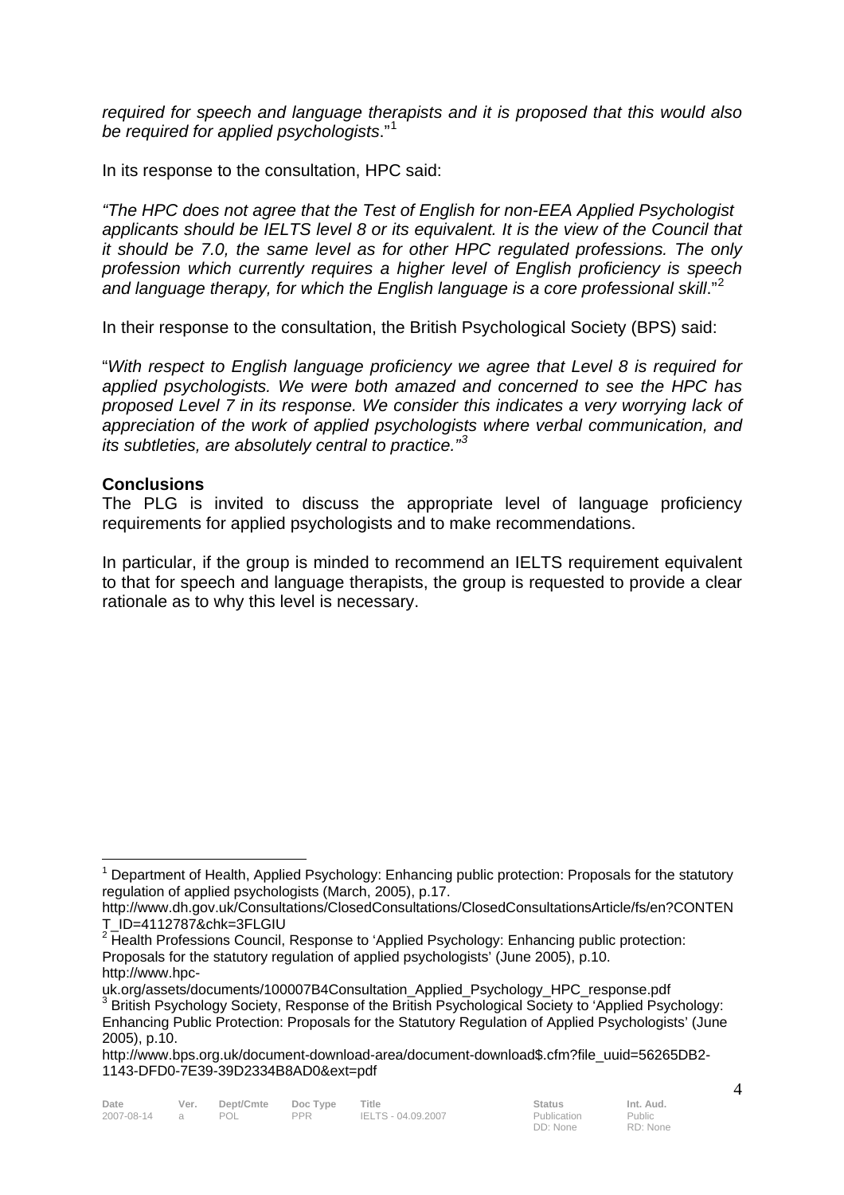*required for speech and language therapists and it is proposed that this would also be required for applied psychologists*."[1]

In its response to the consultation, HPC said:

*"The HPC does not agree that the Test of English for non-EEA Applied Psychologist applicants should be IELTS level 8 or its equivalent. It is the view of the Council that it should be 7.0, the same level as for other HPC regulated professions. The only profession which currently requires a higher level of English proficiency is speech and language therapy, for which the English language is a core professional skill*."[2]

In their response to the consultation, the British Psychological Society (BPS) said:

"*With respect to English language proficiency we agree that Level 8 is required for applied psychologists. We were both amazed and concerned to see the HPC has proposed Level 7 in its response. We consider this indicates a very worrying lack of appreciation of the work of applied psychologists where verbal communication, and its subtleties, are absolutely central to practice."*[3]

**Conclusions**

The PLG is invited to discuss the appropriate level of language proficiency requirements for applied psychologists and to make recommendations.

In particular, if the group is minded to recommend an IELTS requirement equivalent to that for speech and language therapists, the group is requested to provide a clear rationale as to why this level is necessary.

---

[1] Department of Health, Applied Psychology: Enhancing public protection: Proposals for the statutory regulation of applied psychologists (March, 2005), p.17.
http://www.dh.gov.uk/Consultations/ClosedConsultations/ClosedConsultationsArticle/fs/en?CONTENT_ID=4112787&chk=3FLGIU

[2] Health Professions Council, Response to 'Applied Psychology: Enhancing public protection: Proposals for the statutory regulation of applied psychologists' (June 2005), p.10.
http://www.hpc-uk.org/assets/documents/100007B4Consultation_Applied_Psychology_HPC_response.pdf

[3] British Psychology Society, Response of the British Psychological Society to 'Applied Psychology: Enhancing Public Protection: Proposals for the Statutory Regulation of Applied Psychologists' (June 2005), p.10.
http://www.bps.org.uk/document-download-area/document-download$.cfm?file_uuid=56265DB2-1143-DFD0-7E39-39D2334B8AD0&ext=pdf